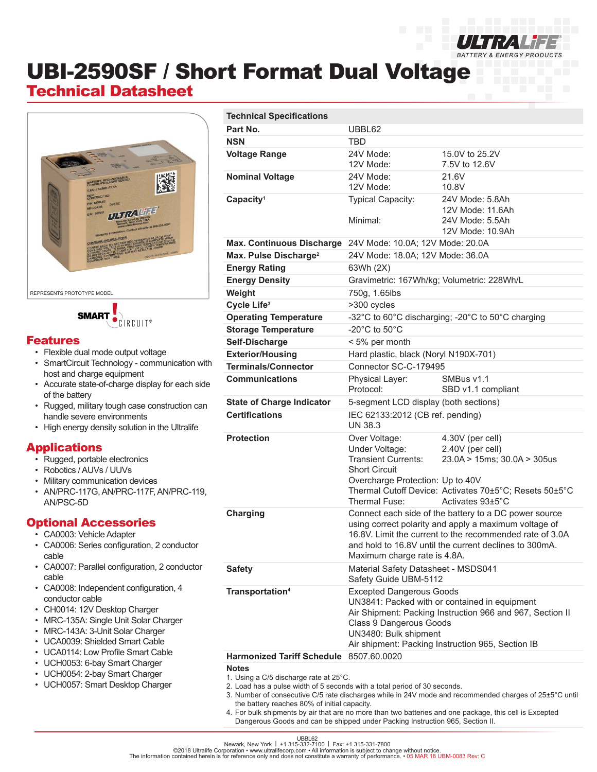# UBI-2590SF / Short Format Dual Voltage

## Technical Datasheet

REPRESENTS PROTOTYPE MODEL

SMART CIRCUIT®

## Features

- Flexible dual mode output voltage
- SmartCircuit Technology - communication with host and charge equipment
- Accurate state-of-charge display for each side of the battery
- Rugged, military tough case construction can handle severe environments
- High energy density solution in the Ultralife

## Applications

- Rugged, portable electronics
- Robotics / AUVs / UUVs
- Military communication devices
- AN/PRC-117G, AN/PRC-117F, AN/PRC-119, AN/PSC-5D

## Optional Accessories

- CA0003: Vehicle Adapter
- CA0006: Series configuration, 2 conductor cable
- CA0007: Parallel configuration, 2 conductor cable
- CA0008: Independent configuration, 4 conductor cable
- CH0014: 12V Desktop Charger
- MRC-135A: Single Unit Solar Charger
- MRC-143A: 3-Unit Solar Charger
- UCA0039: Shielded Smart Cable
- UCA0114: Low Profile Smart Cable
- UCH0053: 6-bay Smart Charger
- UCH0054: 2-bay Smart Charger
- UCH0057: Smart Desktop Charger

| Technical Specifications | | |
|---|---|---|
| **Part No.** | UBBL62 | |
| **NSN** | TBD | |
| **Voltage Range** | 24V Mode:<br>12V Mode: | 15.0V to 25.2V<br>7.5V to 12.6V |
| **Nominal Voltage** | 24V Mode:<br>12V Mode: | 21.6V<br>10.8V |
| **Capacity**[1] | Typical Capacity:<br><br>Minimal: | 24V Mode: 5.8Ah<br>12V Mode: 11.6Ah<br>24V Mode: 5.5Ah<br>12V Mode: 10.9Ah |
| **Max. Continuous Discharge** | 24V Mode: 10.0A; 12V Mode: 20.0A | |
| **Max. Pulse Discharge**[2] | 24V Mode: 18.0A; 12V Mode: 36.0A | |
| **Energy Rating** | 63Wh (2X) | |
| **Energy Density** | Gravimetric: 167Wh/kg; Volumetric: 228Wh/L | |
| **Weight** | 750g, 1.65lbs | |
| **Cycle Life**[3] | >300 cycles | |
| **Operating Temperature** | -32°C to 60°C discharging; -20°C to 50°C charging | |
| **Storage Temperature** | -20°C to 50°C | |
| **Self-Discharge** | < 5% per month | |
| **Exterior/Housing** | Hard plastic, black (Noryl N190X-701) | |
| **Terminals/Connector** | Connector SC-C-179495 | |
| **Communications** | Physical Layer:<br>Protocol: | SMBus v1.1<br>SBD v1.1 compliant |
| **State of Charge Indicator** | 5-segment LCD display (both sections) | |
| **Certifications** | IEC 62133:2012 (CB ref. pending)<br>UN 38.3 | |
| **Protection** | Over Voltage:<br>Under Voltage:<br>Transient Currents:<br>Short Circuit<br>Overcharge Protection:<br>Thermal Cutoff Device:<br>Thermal Fuse: | 4.30V (per cell)<br>2.40V (per cell)<br>23.0A > 15ms; 30.0A > 305us<br><br>Up to 40V<br>Activates 70±5°C; Resets 50±5°C<br>Activates 93±5°C |
| **Charging** | Connect each side of the battery to a DC power source using correct polarity and apply a maximum voltage of 16.8V. Limit the current to the recommended rate of 3.0A and hold to 16.8V until the current declines to 300mA. Maximum charge rate is 4.8A. | |
| **Safety** | Material Safety Datasheet - MSDS041<br>Safety Guide UBM-5112 | |
| **Transportation**[4] | Excepted Dangerous Goods<br>UN3841: Packed with or contained in equipment<br>Air Shipment: Packing Instruction 966 and 967, Section II<br>Class 9 Dangerous Goods<br>UN3480: Bulk shipment<br>Air shipment: Packing Instruction 965, Section IB | |
| **Harmonized Tariff Schedule** | 8507.60.0020 | |

**Notes**

1. Using a C/5 discharge rate at 25°C.
2. Load has a pulse width of 5 seconds with a total period of 30 seconds.
3. Number of consecutive C/5 rate discharges while in 24V mode and recommended charges of 25±5°C until the battery reaches 80% of initial capacity.
4. For bulk shipments by air that are no more than two batteries and one package, this cell is Excepted Dangerous Goods and can be shipped under Packing Instruction 965, Section II.

UBBL62
Newark, New York | +1 315-332-7100 | Fax: +1 315-331-7800
©2018 Ultralife Corporation • www.ultralifecorp.com • All information is subject to change without notice.
The information contained herein is for reference only and does not constitute a warranty of performance. • 05 MAR 18 UBM-0083 Rev: C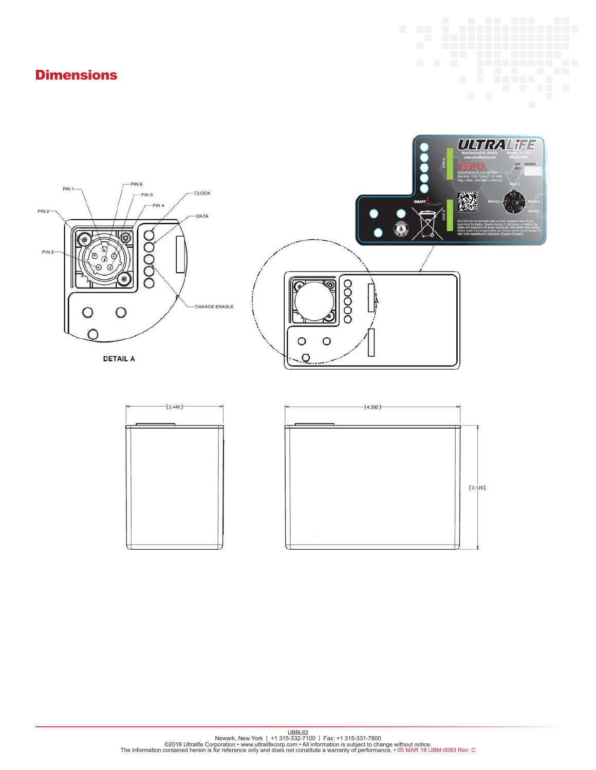# Dimensions

PIN 1

PIN 2

PIN 3

PIN 6

PIN 5

PIN 4

CLOCK

DATA

CHARGE ENABLE

DETAIL A

ULTRALiFE

UBBL62

(2.440)

(4.390)

(3.120)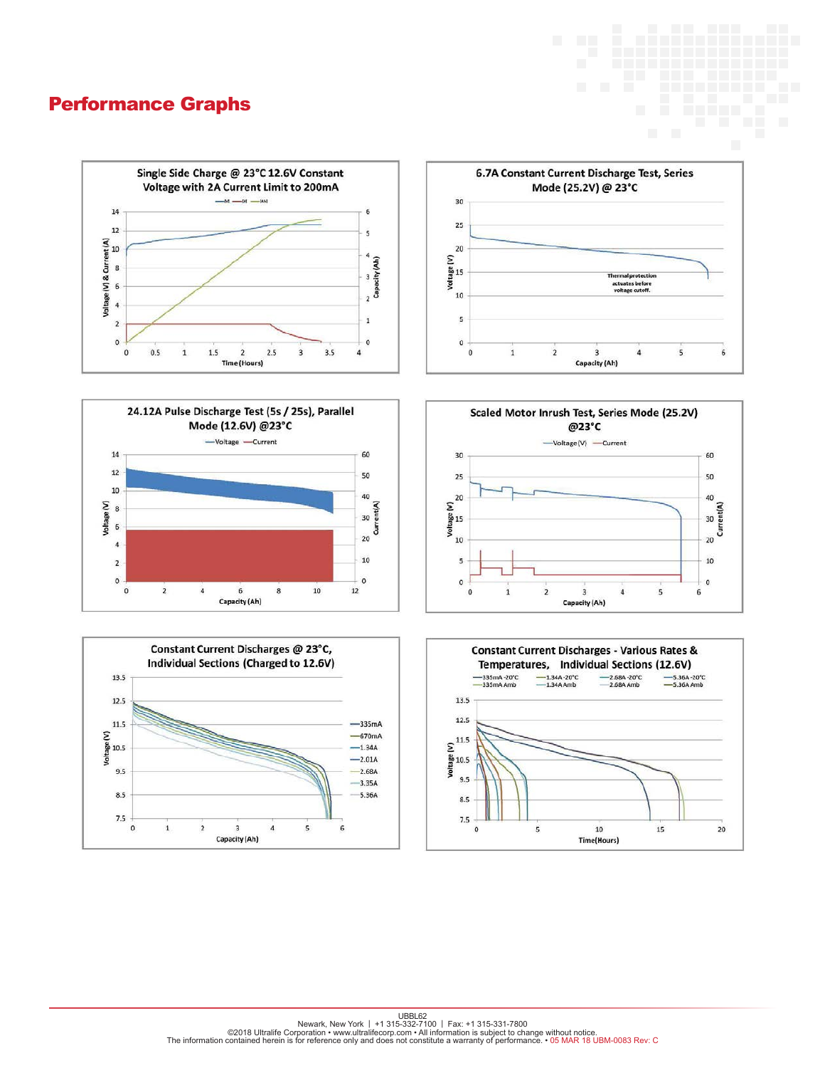# Performance Graphs

Single Side Charge @ 23°C 12.6V Constant Voltage with 2A Current Limit to 200mA

—(V) —(A) —(Ah)

Voltage (V) & Current (A)

Capacity (Ah)

Time (Hours)

6.7A Constant Current Discharge Test, Series Mode (25.2V) @ 23°C

Voltage (V)

Thermal protection actuates before voltage cutoff.

Capacity (Ah)

24.12A Pulse Discharge Test (5s / 25s), Parallel Mode (12.6V) @23°C

—Voltage —Current

Voltage (V)

Current (A)

Capacity (Ah)

Scaled Motor Inrush Test, Series Mode (25.2V) @23°C

—Voltage (V) —Current

Voltage (V)

Current(A)

Capacity (Ah)

Constant Current Discharges @ 23°C, Individual Sections (Charged to 12.6V)

Voltage (V)

335mA
670mA
1.34A
2.01A
2.68A
3.35A
5.36A

Capacity (Ah)

Constant Current Discharges - Various Rates & Temperatures, Individual Sections (12.6V)

—335mA -20°C —1.34A -20°C —2.68A -20°C —5.36A -20°C
—335mA Amb —1.34A Amb —2.68A Amb —5.36A Amb

Voltage (V)

Time(Hours)

UBBL62

Newark, New York | +1 315-332-7100 | Fax: +1 315-331-7800

©2018 Ultralife Corporation • www.ultralifecorp.com • All information is subject to change without notice.
The information contained herein is for reference only and does not constitute a warranty of performance. • 05 MAR 18 UBM-0083 Rev: C